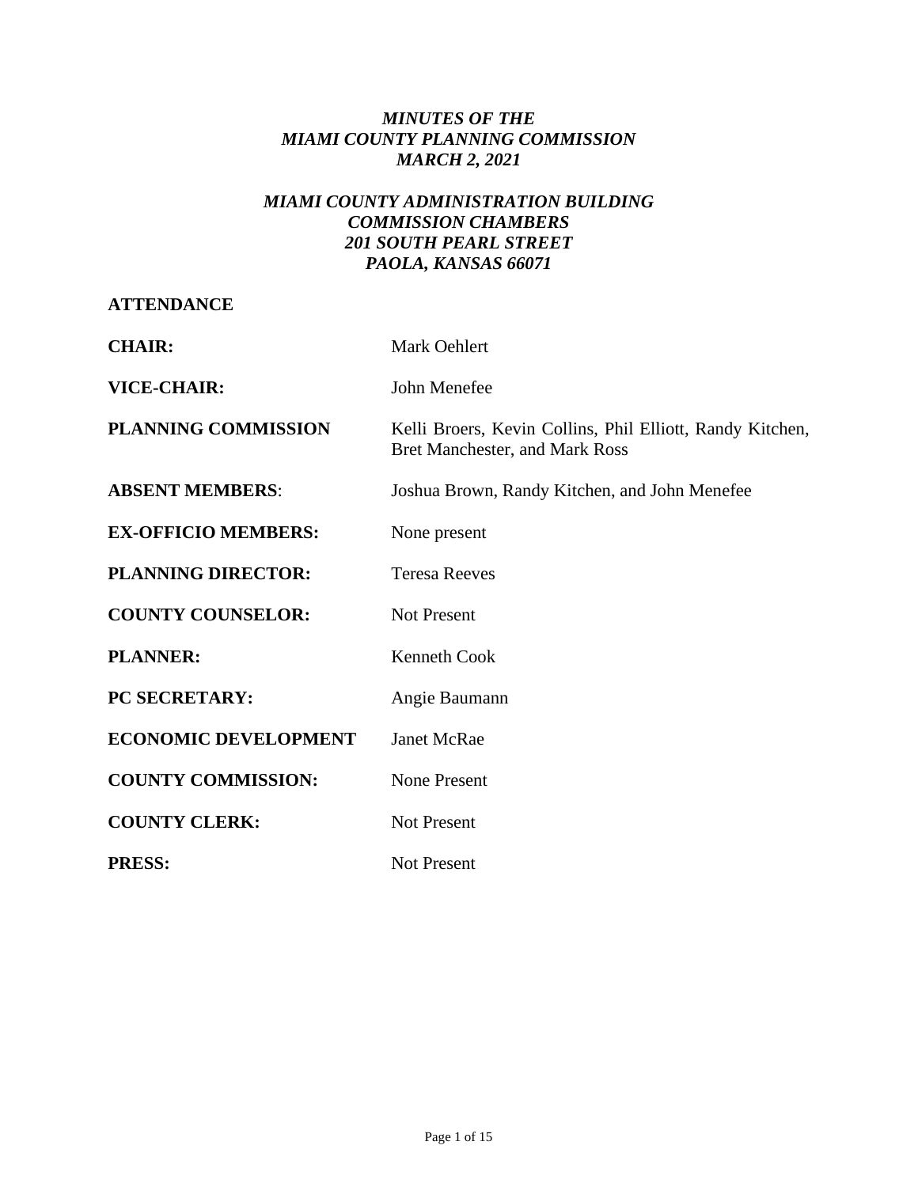***MINUTES OF THE***
***MIAMI COUNTY PLANNING COMMISSION***
***MARCH 2, 2021***

***MIAMI COUNTY ADMINISTRATION BUILDING***
***COMMISSION CHAMBERS***
***201 SOUTH PEARL STREET***
***PAOLA, KANSAS 66071***

**ATTENDANCE**

| | |
|---|---|
| **CHAIR:** | Mark Oehlert |
| **VICE-CHAIR:** | John Menefee |
| **PLANNING COMMISSION** | Kelli Broers, Kevin Collins, Phil Elliott, Randy Kitchen, Bret Manchester, and Mark Ross |
| **ABSENT MEMBERS**: | Joshua Brown, Randy Kitchen, and John Menefee |
| **EX-OFFICIO MEMBERS:** | None present |
| **PLANNING DIRECTOR:** | Teresa Reeves |
| **COUNTY COUNSELOR:** | Not Present |
| **PLANNER:** | Kenneth Cook |
| **PC SECRETARY:** | Angie Baumann |
| **ECONOMIC DEVELOPMENT** | Janet McRae |
| **COUNTY COMMISSION:** | None Present |
| **COUNTY CLERK:** | Not Present |
| **PRESS:** | Not Present |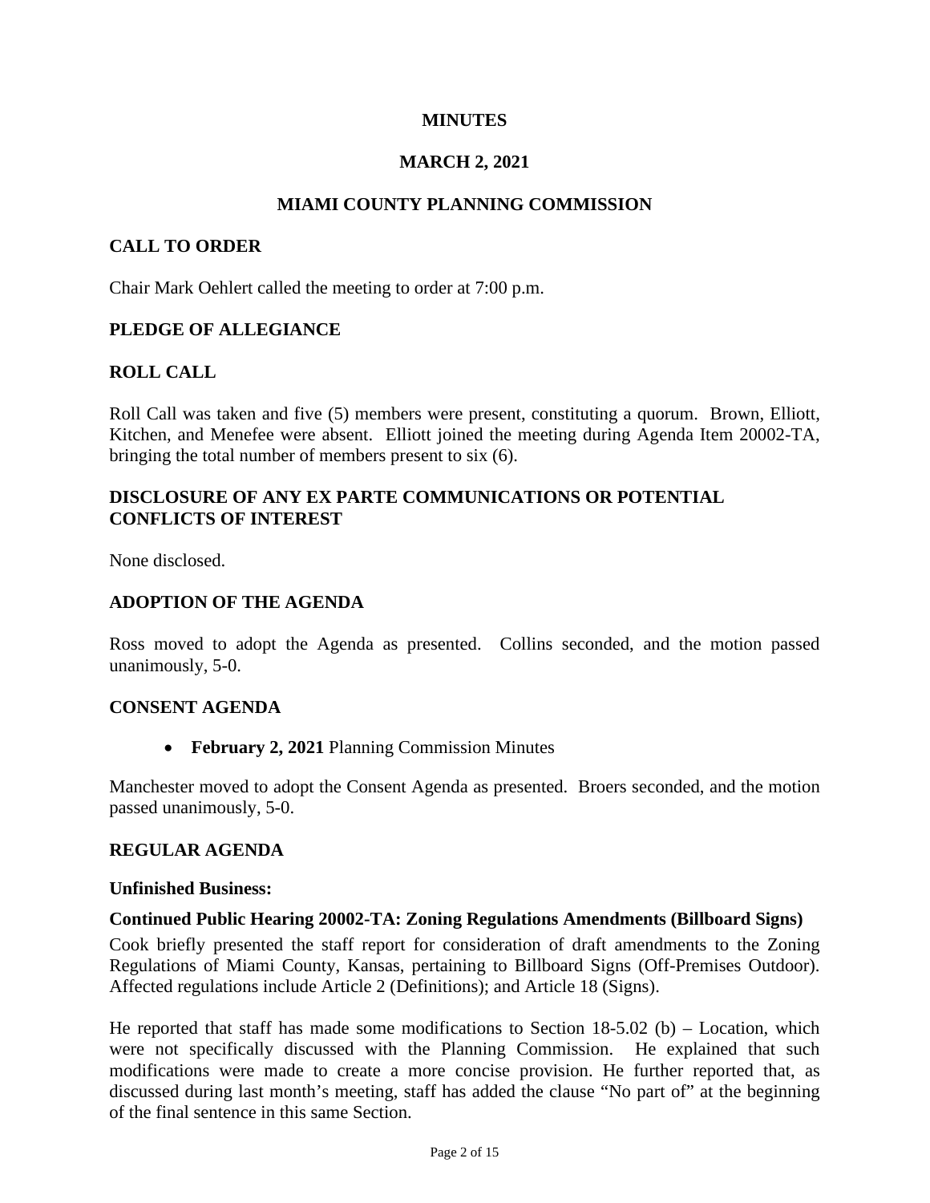# MINUTES

# MARCH 2, 2021

# MIAMI COUNTY PLANNING COMMISSION

## CALL TO ORDER

Chair Mark Oehlert called the meeting to order at 7:00 p.m.

## PLEDGE OF ALLEGIANCE

## ROLL CALL

Roll Call was taken and five (5) members were present, constituting a quorum. Brown, Elliott, Kitchen, and Menefee were absent. Elliott joined the meeting during Agenda Item 20002-TA, bringing the total number of members present to six (6).

## DISCLOSURE OF ANY EX PARTE COMMUNICATIONS OR POTENTIAL CONFLICTS OF INTEREST

None disclosed.

## ADOPTION OF THE AGENDA

Ross moved to adopt the Agenda as presented. Collins seconded, and the motion passed unanimously, 5-0.

## CONSENT AGENDA

- **February 2, 2021** Planning Commission Minutes

Manchester moved to adopt the Consent Agenda as presented. Broers seconded, and the motion passed unanimously, 5-0.

## REGULAR AGENDA

### Unfinished Business:

### Continued Public Hearing 20002-TA: Zoning Regulations Amendments (Billboard Signs)

Cook briefly presented the staff report for consideration of draft amendments to the Zoning Regulations of Miami County, Kansas, pertaining to Billboard Signs (Off-Premises Outdoor). Affected regulations include Article 2 (Definitions); and Article 18 (Signs).

He reported that staff has made some modifications to Section 18-5.02 (b) – Location, which were not specifically discussed with the Planning Commission. He explained that such modifications were made to create a more concise provision. He further reported that, as discussed during last month's meeting, staff has added the clause "No part of" at the beginning of the final sentence in this same Section.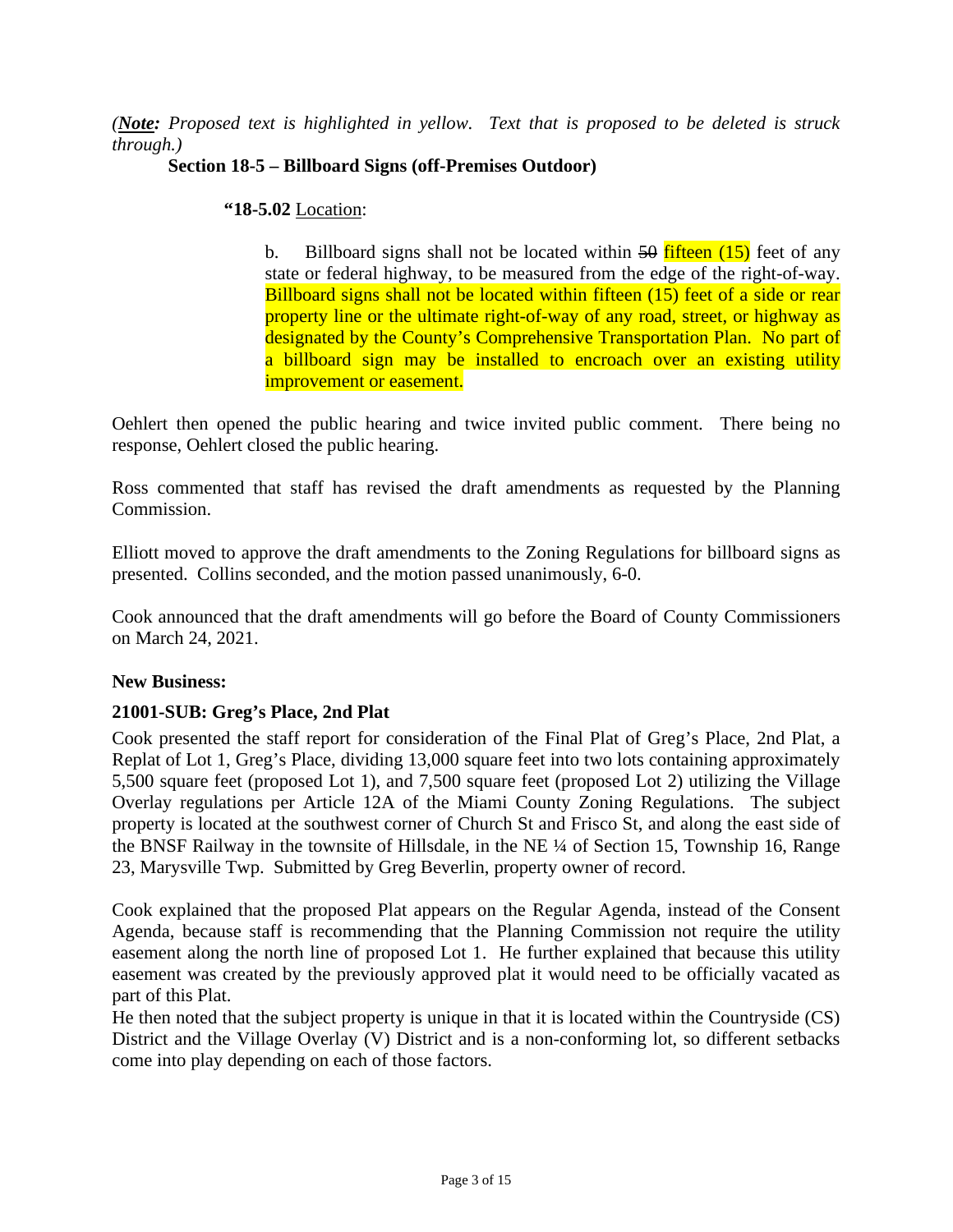(***Note:*** *Proposed text is highlighted in yellow. Text that is proposed to be deleted is struck through.)*

**Section 18-5 – Billboard Signs (off-Premises Outdoor)**

**"18-5.02** Location:

b. Billboard signs shall not be located within ~~50~~ fifteen (15) feet of any state or federal highway, to be measured from the edge of the right-of-way. Billboard signs shall not be located within fifteen (15) feet of a side or rear property line or the ultimate right-of-way of any road, street, or highway as designated by the County's Comprehensive Transportation Plan. No part of a billboard sign may be installed to encroach over an existing utility improvement or easement.

Oehlert then opened the public hearing and twice invited public comment. There being no response, Oehlert closed the public hearing.

Ross commented that staff has revised the draft amendments as requested by the Planning Commission.

Elliott moved to approve the draft amendments to the Zoning Regulations for billboard signs as presented. Collins seconded, and the motion passed unanimously, 6-0.

Cook announced that the draft amendments will go before the Board of County Commissioners on March 24, 2021.

**New Business:**

**21001-SUB: Greg's Place, 2nd Plat**

Cook presented the staff report for consideration of the Final Plat of Greg's Place, 2nd Plat, a Replat of Lot 1, Greg's Place, dividing 13,000 square feet into two lots containing approximately 5,500 square feet (proposed Lot 1), and 7,500 square feet (proposed Lot 2) utilizing the Village Overlay regulations per Article 12A of the Miami County Zoning Regulations. The subject property is located at the southwest corner of Church St and Frisco St, and along the east side of the BNSF Railway in the townsite of Hillsdale, in the NE ¼ of Section 15, Township 16, Range 23, Marysville Twp. Submitted by Greg Beverlin, property owner of record.

Cook explained that the proposed Plat appears on the Regular Agenda, instead of the Consent Agenda, because staff is recommending that the Planning Commission not require the utility easement along the north line of proposed Lot 1. He further explained that because this utility easement was created by the previously approved plat it would need to be officially vacated as part of this Plat.

He then noted that the subject property is unique in that it is located within the Countryside (CS) District and the Village Overlay (V) District and is a non-conforming lot, so different setbacks come into play depending on each of those factors.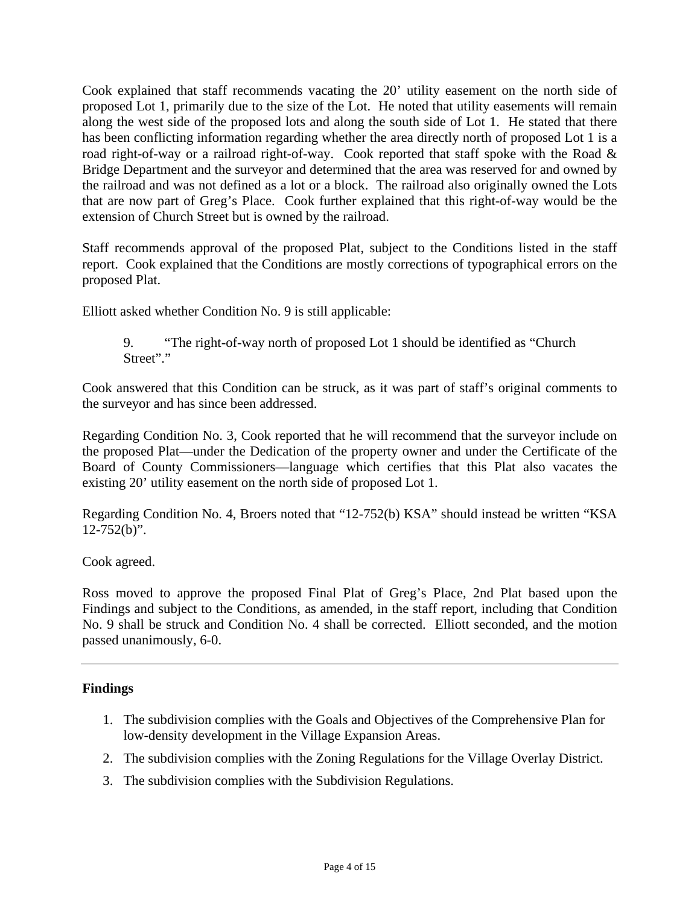Cook explained that staff recommends vacating the 20’ utility easement on the north side of proposed Lot 1, primarily due to the size of the Lot. He noted that utility easements will remain along the west side of the proposed lots and along the south side of Lot 1. He stated that there has been conflicting information regarding whether the area directly north of proposed Lot 1 is a road right-of-way or a railroad right-of-way. Cook reported that staff spoke with the Road & Bridge Department and the surveyor and determined that the area was reserved for and owned by the railroad and was not defined as a lot or a block. The railroad also originally owned the Lots that are now part of Greg’s Place. Cook further explained that this right-of-way would be the extension of Church Street but is owned by the railroad.

Staff recommends approval of the proposed Plat, subject to the Conditions listed in the staff report. Cook explained that the Conditions are mostly corrections of typographical errors on the proposed Plat.

Elliott asked whether Condition No. 9 is still applicable:

> 9. “The right-of-way north of proposed Lot 1 should be identified as “Church Street”.”

Cook answered that this Condition can be struck, as it was part of staff’s original comments to the surveyor and has since been addressed.

Regarding Condition No. 3, Cook reported that he will recommend that the surveyor include on the proposed Plat—under the Dedication of the property owner and under the Certificate of the Board of County Commissioners—language which certifies that this Plat also vacates the existing 20’ utility easement on the north side of proposed Lot 1.

Regarding Condition No. 4, Broers noted that “12-752(b) KSA” should instead be written “KSA 12-752(b)”.

Cook agreed.

Ross moved to approve the proposed Final Plat of Greg’s Place, 2nd Plat based upon the Findings and subject to the Conditions, as amended, in the staff report, including that Condition No. 9 shall be struck and Condition No. 4 shall be corrected. Elliott seconded, and the motion passed unanimously, 6-0.

---

**Findings**

1. The subdivision complies with the Goals and Objectives of the Comprehensive Plan for low-density development in the Village Expansion Areas.
2. The subdivision complies with the Zoning Regulations for the Village Overlay District.
3. The subdivision complies with the Subdivision Regulations.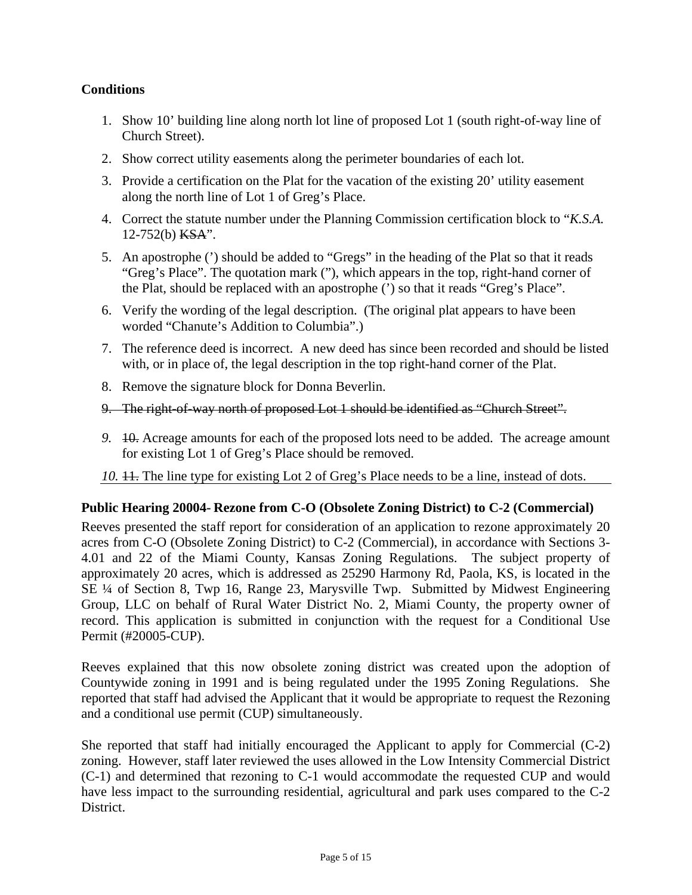**Conditions**

1. Show 10’ building line along north lot line of proposed Lot 1 (south right-of-way line of Church Street).
2. Show correct utility easements along the perimeter boundaries of each lot.
3. Provide a certification on the Plat for the vacation of the existing 20’ utility easement along the north line of Lot 1 of Greg’s Place.
4. Correct the statute number under the Planning Commission certification block to “*K.S.A.* 12-752(b) ~~KSA~~”.
5. An apostrophe (’) should be added to “Gregs” in the heading of the Plat so that it reads “Greg’s Place”. The quotation mark (”), which appears in the top, right-hand corner of the Plat, should be replaced with an apostrophe (’) so that it reads “Greg’s Place”.
6. Verify the wording of the legal description. (The original plat appears to have been worded “Chanute’s Addition to Columbia”.)
7. The reference deed is incorrect. A new deed has since been recorded and should be listed with, or in place of, the legal description in the top right-hand corner of the Plat.
8. Remove the signature block for Donna Beverlin.
9. ~~The right-of-way north of proposed Lot 1 should be identified as “Church Street”.~~

*9.* ~~10.~~ Acreage amounts for each of the proposed lots need to be added. The acreage amount for existing Lot 1 of Greg’s Place should be removed.

*10.* ~~11.~~ The line type for existing Lot 2 of Greg’s Place needs to be a line, instead of dots.

**Public Hearing 20004- Rezone from C-O (Obsolete Zoning District) to C-2 (Commercial)**

Reeves presented the staff report for consideration of an application to rezone approximately 20 acres from C-O (Obsolete Zoning District) to C-2 (Commercial), in accordance with Sections 3-4.01 and 22 of the Miami County, Kansas Zoning Regulations. The subject property of approximately 20 acres, which is addressed as 25290 Harmony Rd, Paola, KS, is located in the SE ¼ of Section 8, Twp 16, Range 23, Marysville Twp. Submitted by Midwest Engineering Group, LLC on behalf of Rural Water District No. 2, Miami County, the property owner of record. This application is submitted in conjunction with the request for a Conditional Use Permit (#20005-CUP).

Reeves explained that this now obsolete zoning district was created upon the adoption of Countywide zoning in 1991 and is being regulated under the 1995 Zoning Regulations. She reported that staff had advised the Applicant that it would be appropriate to request the Rezoning and a conditional use permit (CUP) simultaneously.

She reported that staff had initially encouraged the Applicant to apply for Commercial (C-2) zoning. However, staff later reviewed the uses allowed in the Low Intensity Commercial District (C-1) and determined that rezoning to C-1 would accommodate the requested CUP and would have less impact to the surrounding residential, agricultural and park uses compared to the C-2 District.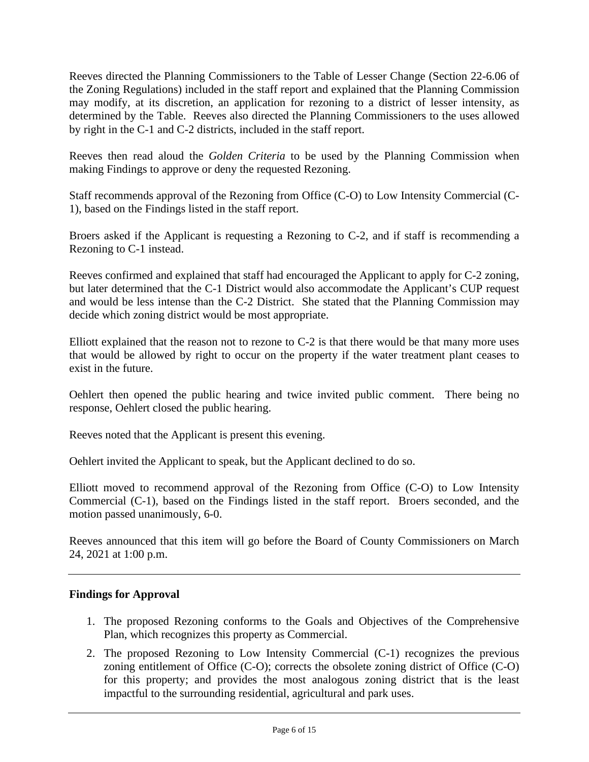Reeves directed the Planning Commissioners to the Table of Lesser Change (Section 22-6.06 of the Zoning Regulations) included in the staff report and explained that the Planning Commission may modify, at its discretion, an application for rezoning to a district of lesser intensity, as determined by the Table. Reeves also directed the Planning Commissioners to the uses allowed by right in the C-1 and C-2 districts, included in the staff report.

Reeves then read aloud the *Golden Criteria* to be used by the Planning Commission when making Findings to approve or deny the requested Rezoning.

Staff recommends approval of the Rezoning from Office (C-O) to Low Intensity Commercial (C-1), based on the Findings listed in the staff report.

Broers asked if the Applicant is requesting a Rezoning to C-2, and if staff is recommending a Rezoning to C-1 instead.

Reeves confirmed and explained that staff had encouraged the Applicant to apply for C-2 zoning, but later determined that the C-1 District would also accommodate the Applicant's CUP request and would be less intense than the C-2 District. She stated that the Planning Commission may decide which zoning district would be most appropriate.

Elliott explained that the reason not to rezone to C-2 is that there would be that many more uses that would be allowed by right to occur on the property if the water treatment plant ceases to exist in the future.

Oehlert then opened the public hearing and twice invited public comment. There being no response, Oehlert closed the public hearing.

Reeves noted that the Applicant is present this evening.

Oehlert invited the Applicant to speak, but the Applicant declined to do so.

Elliott moved to recommend approval of the Rezoning from Office (C-O) to Low Intensity Commercial (C-1), based on the Findings listed in the staff report. Broers seconded, and the motion passed unanimously, 6-0.

Reeves announced that this item will go before the Board of County Commissioners on March 24, 2021 at 1:00 p.m.

---

**Findings for Approval**

1. The proposed Rezoning conforms to the Goals and Objectives of the Comprehensive Plan, which recognizes this property as Commercial.
2. The proposed Rezoning to Low Intensity Commercial (C-1) recognizes the previous zoning entitlement of Office (C-O); corrects the obsolete zoning district of Office (C-O) for this property; and provides the most analogous zoning district that is the least impactful to the surrounding residential, agricultural and park uses.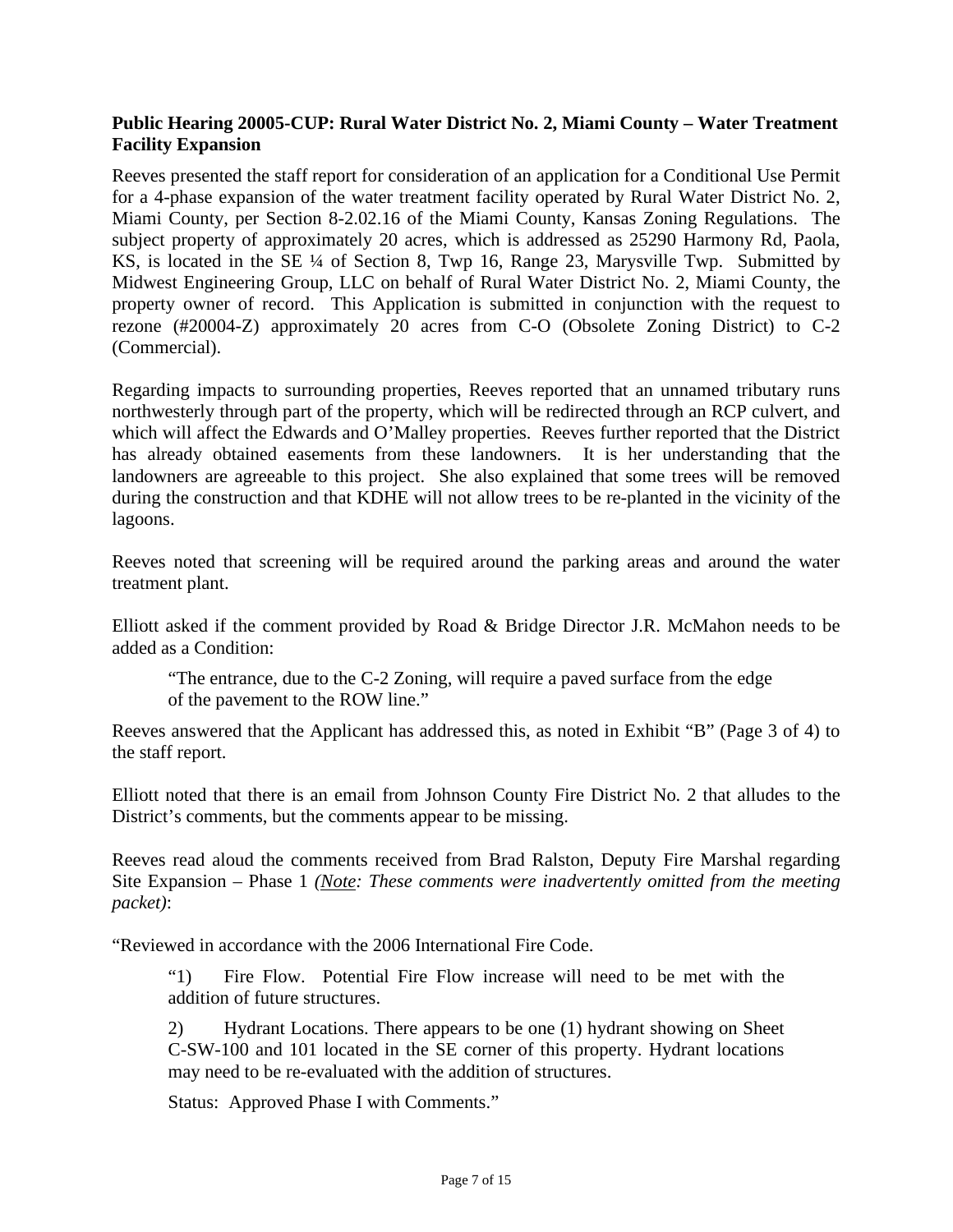**Public Hearing 20005-CUP: Rural Water District No. 2, Miami County – Water Treatment Facility Expansion**

Reeves presented the staff report for consideration of an application for a Conditional Use Permit for a 4-phase expansion of the water treatment facility operated by Rural Water District No. 2, Miami County, per Section 8-2.02.16 of the Miami County, Kansas Zoning Regulations. The subject property of approximately 20 acres, which is addressed as 25290 Harmony Rd, Paola, KS, is located in the SE ¼ of Section 8, Twp 16, Range 23, Marysville Twp. Submitted by Midwest Engineering Group, LLC on behalf of Rural Water District No. 2, Miami County, the property owner of record. This Application is submitted in conjunction with the request to rezone (#20004-Z) approximately 20 acres from C-O (Obsolete Zoning District) to C-2 (Commercial).

Regarding impacts to surrounding properties, Reeves reported that an unnamed tributary runs northwesterly through part of the property, which will be redirected through an RCP culvert, and which will affect the Edwards and O'Malley properties. Reeves further reported that the District has already obtained easements from these landowners. It is her understanding that the landowners are agreeable to this project. She also explained that some trees will be removed during the construction and that KDHE will not allow trees to be re-planted in the vicinity of the lagoons.

Reeves noted that screening will be required around the parking areas and around the water treatment plant.

Elliott asked if the comment provided by Road & Bridge Director J.R. McMahon needs to be added as a Condition:

> "The entrance, due to the C-2 Zoning, will require a paved surface from the edge of the pavement to the ROW line."

Reeves answered that the Applicant has addressed this, as noted in Exhibit "B" (Page 3 of 4) to the staff report.

Elliott noted that there is an email from Johnson County Fire District No. 2 that alludes to the District's comments, but the comments appear to be missing.

Reeves read aloud the comments received from Brad Ralston, Deputy Fire Marshal regarding Site Expansion – Phase 1 *(__Note__: These comments were inadvertently omitted from the meeting packet)*:

"Reviewed in accordance with the 2006 International Fire Code.

> "1) Fire Flow. Potential Fire Flow increase will need to be met with the addition of future structures.
>
> 2) Hydrant Locations. There appears to be one (1) hydrant showing on Sheet C-SW-100 and 101 located in the SE corner of this property. Hydrant locations may need to be re-evaluated with the addition of structures.
>
> Status: Approved Phase I with Comments."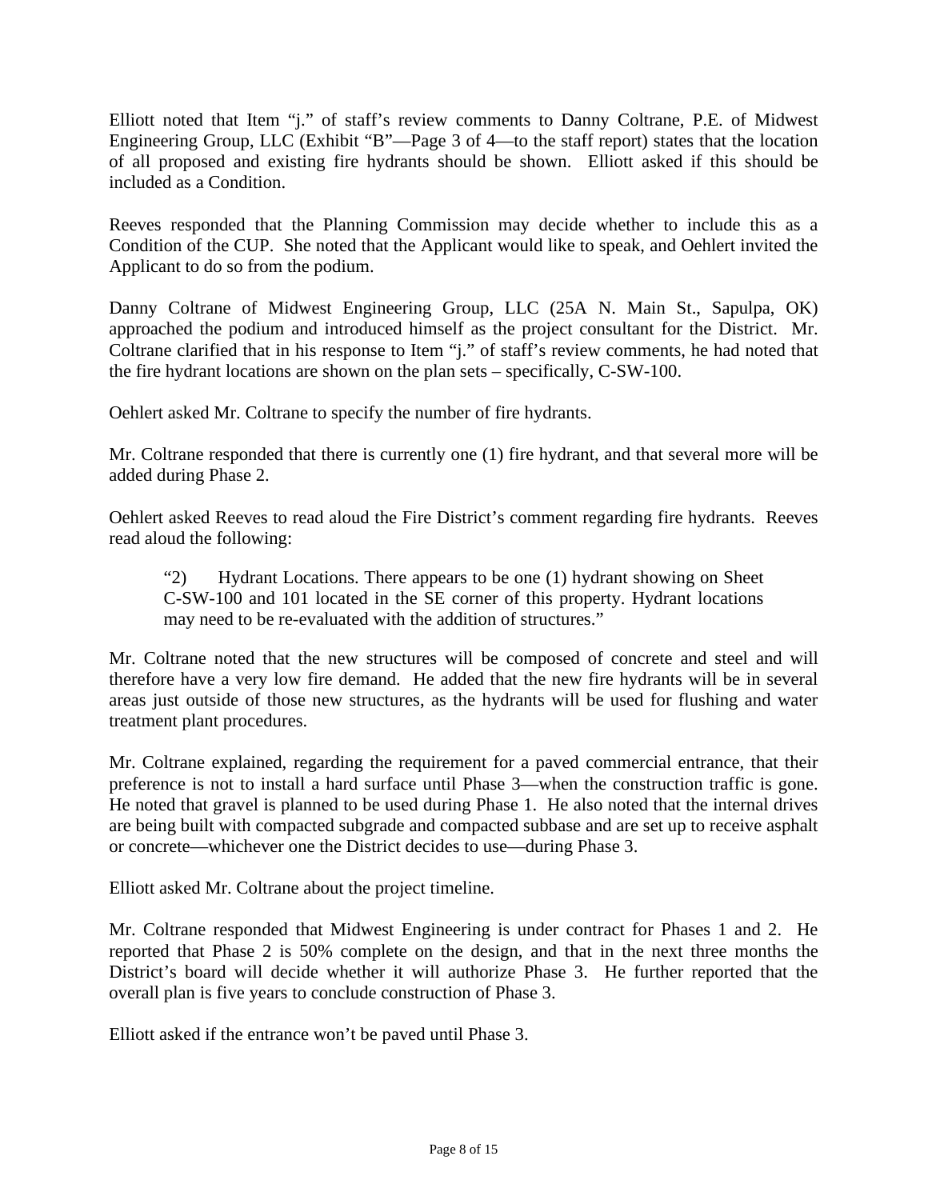Elliott noted that Item "j." of staff's review comments to Danny Coltrane, P.E. of Midwest Engineering Group, LLC (Exhibit "B"—Page 3 of 4—to the staff report) states that the location of all proposed and existing fire hydrants should be shown. Elliott asked if this should be included as a Condition.

Reeves responded that the Planning Commission may decide whether to include this as a Condition of the CUP. She noted that the Applicant would like to speak, and Oehlert invited the Applicant to do so from the podium.

Danny Coltrane of Midwest Engineering Group, LLC (25A N. Main St., Sapulpa, OK) approached the podium and introduced himself as the project consultant for the District. Mr. Coltrane clarified that in his response to Item "j." of staff's review comments, he had noted that the fire hydrant locations are shown on the plan sets – specifically, C-SW-100.

Oehlert asked Mr. Coltrane to specify the number of fire hydrants.

Mr. Coltrane responded that there is currently one (1) fire hydrant, and that several more will be added during Phase 2.

Oehlert asked Reeves to read aloud the Fire District's comment regarding fire hydrants. Reeves read aloud the following:

> "2) Hydrant Locations. There appears to be one (1) hydrant showing on Sheet C-SW-100 and 101 located in the SE corner of this property. Hydrant locations may need to be re-evaluated with the addition of structures."

Mr. Coltrane noted that the new structures will be composed of concrete and steel and will therefore have a very low fire demand. He added that the new fire hydrants will be in several areas just outside of those new structures, as the hydrants will be used for flushing and water treatment plant procedures.

Mr. Coltrane explained, regarding the requirement for a paved commercial entrance, that their preference is not to install a hard surface until Phase 3—when the construction traffic is gone. He noted that gravel is planned to be used during Phase 1. He also noted that the internal drives are being built with compacted subgrade and compacted subbase and are set up to receive asphalt or concrete—whichever one the District decides to use—during Phase 3.

Elliott asked Mr. Coltrane about the project timeline.

Mr. Coltrane responded that Midwest Engineering is under contract for Phases 1 and 2. He reported that Phase 2 is 50% complete on the design, and that in the next three months the District's board will decide whether it will authorize Phase 3. He further reported that the overall plan is five years to conclude construction of Phase 3.

Elliott asked if the entrance won't be paved until Phase 3.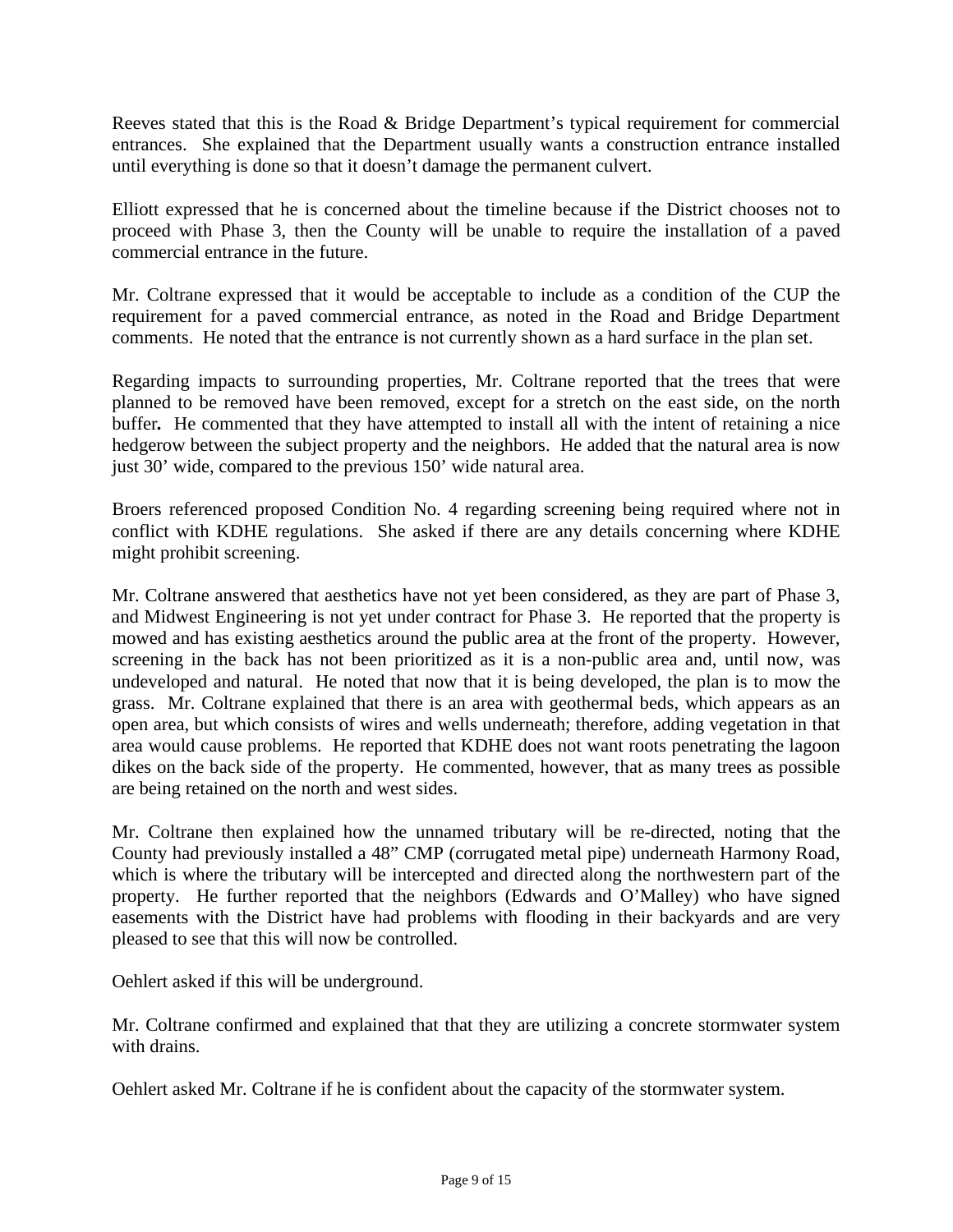Reeves stated that this is the Road & Bridge Department's typical requirement for commercial entrances. She explained that the Department usually wants a construction entrance installed until everything is done so that it doesn't damage the permanent culvert.

Elliott expressed that he is concerned about the timeline because if the District chooses not to proceed with Phase 3, then the County will be unable to require the installation of a paved commercial entrance in the future.

Mr. Coltrane expressed that it would be acceptable to include as a condition of the CUP the requirement for a paved commercial entrance, as noted in the Road and Bridge Department comments. He noted that the entrance is not currently shown as a hard surface in the plan set.

Regarding impacts to surrounding properties, Mr. Coltrane reported that the trees that were planned to be removed have been removed, except for a stretch on the east side, on the north buffer**.** He commented that they have attempted to install all with the intent of retaining a nice hedgerow between the subject property and the neighbors. He added that the natural area is now just 30' wide, compared to the previous 150' wide natural area.

Broers referenced proposed Condition No. 4 regarding screening being required where not in conflict with KDHE regulations. She asked if there are any details concerning where KDHE might prohibit screening.

Mr. Coltrane answered that aesthetics have not yet been considered, as they are part of Phase 3, and Midwest Engineering is not yet under contract for Phase 3. He reported that the property is mowed and has existing aesthetics around the public area at the front of the property. However, screening in the back has not been prioritized as it is a non-public area and, until now, was undeveloped and natural. He noted that now that it is being developed, the plan is to mow the grass. Mr. Coltrane explained that there is an area with geothermal beds, which appears as an open area, but which consists of wires and wells underneath; therefore, adding vegetation in that area would cause problems. He reported that KDHE does not want roots penetrating the lagoon dikes on the back side of the property. He commented, however, that as many trees as possible are being retained on the north and west sides.

Mr. Coltrane then explained how the unnamed tributary will be re-directed, noting that the County had previously installed a 48" CMP (corrugated metal pipe) underneath Harmony Road, which is where the tributary will be intercepted and directed along the northwestern part of the property. He further reported that the neighbors (Edwards and O'Malley) who have signed easements with the District have had problems with flooding in their backyards and are very pleased to see that this will now be controlled.

Oehlert asked if this will be underground.

Mr. Coltrane confirmed and explained that that they are utilizing a concrete stormwater system with drains.

Oehlert asked Mr. Coltrane if he is confident about the capacity of the stormwater system.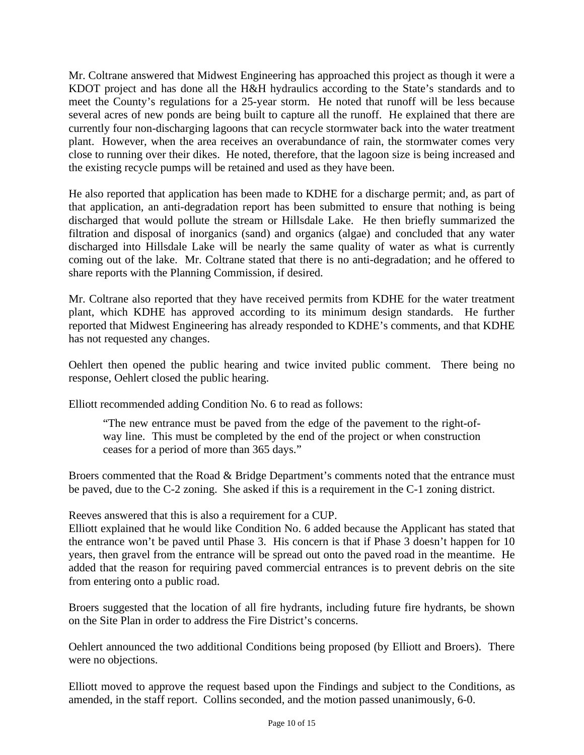Mr. Coltrane answered that Midwest Engineering has approached this project as though it were a KDOT project and has done all the H&H hydraulics according to the State's standards and to meet the County's regulations for a 25-year storm. He noted that runoff will be less because several acres of new ponds are being built to capture all the runoff. He explained that there are currently four non-discharging lagoons that can recycle stormwater back into the water treatment plant. However, when the area receives an overabundance of rain, the stormwater comes very close to running over their dikes. He noted, therefore, that the lagoon size is being increased and the existing recycle pumps will be retained and used as they have been.

He also reported that application has been made to KDHE for a discharge permit; and, as part of that application, an anti-degradation report has been submitted to ensure that nothing is being discharged that would pollute the stream or Hillsdale Lake. He then briefly summarized the filtration and disposal of inorganics (sand) and organics (algae) and concluded that any water discharged into Hillsdale Lake will be nearly the same quality of water as what is currently coming out of the lake. Mr. Coltrane stated that there is no anti-degradation; and he offered to share reports with the Planning Commission, if desired.

Mr. Coltrane also reported that they have received permits from KDHE for the water treatment plant, which KDHE has approved according to its minimum design standards. He further reported that Midwest Engineering has already responded to KDHE's comments, and that KDHE has not requested any changes.

Oehlert then opened the public hearing and twice invited public comment. There being no response, Oehlert closed the public hearing.

Elliott recommended adding Condition No. 6 to read as follows:

> "The new entrance must be paved from the edge of the pavement to the right-of-way line. This must be completed by the end of the project or when construction ceases for a period of more than 365 days."

Broers commented that the Road & Bridge Department's comments noted that the entrance must be paved, due to the C-2 zoning. She asked if this is a requirement in the C-1 zoning district.

Reeves answered that this is also a requirement for a CUP.

Elliott explained that he would like Condition No. 6 added because the Applicant has stated that the entrance won't be paved until Phase 3. His concern is that if Phase 3 doesn't happen for 10 years, then gravel from the entrance will be spread out onto the paved road in the meantime. He added that the reason for requiring paved commercial entrances is to prevent debris on the site from entering onto a public road.

Broers suggested that the location of all fire hydrants, including future fire hydrants, be shown on the Site Plan in order to address the Fire District's concerns.

Oehlert announced the two additional Conditions being proposed (by Elliott and Broers). There were no objections.

Elliott moved to approve the request based upon the Findings and subject to the Conditions, as amended, in the staff report. Collins seconded, and the motion passed unanimously, 6-0.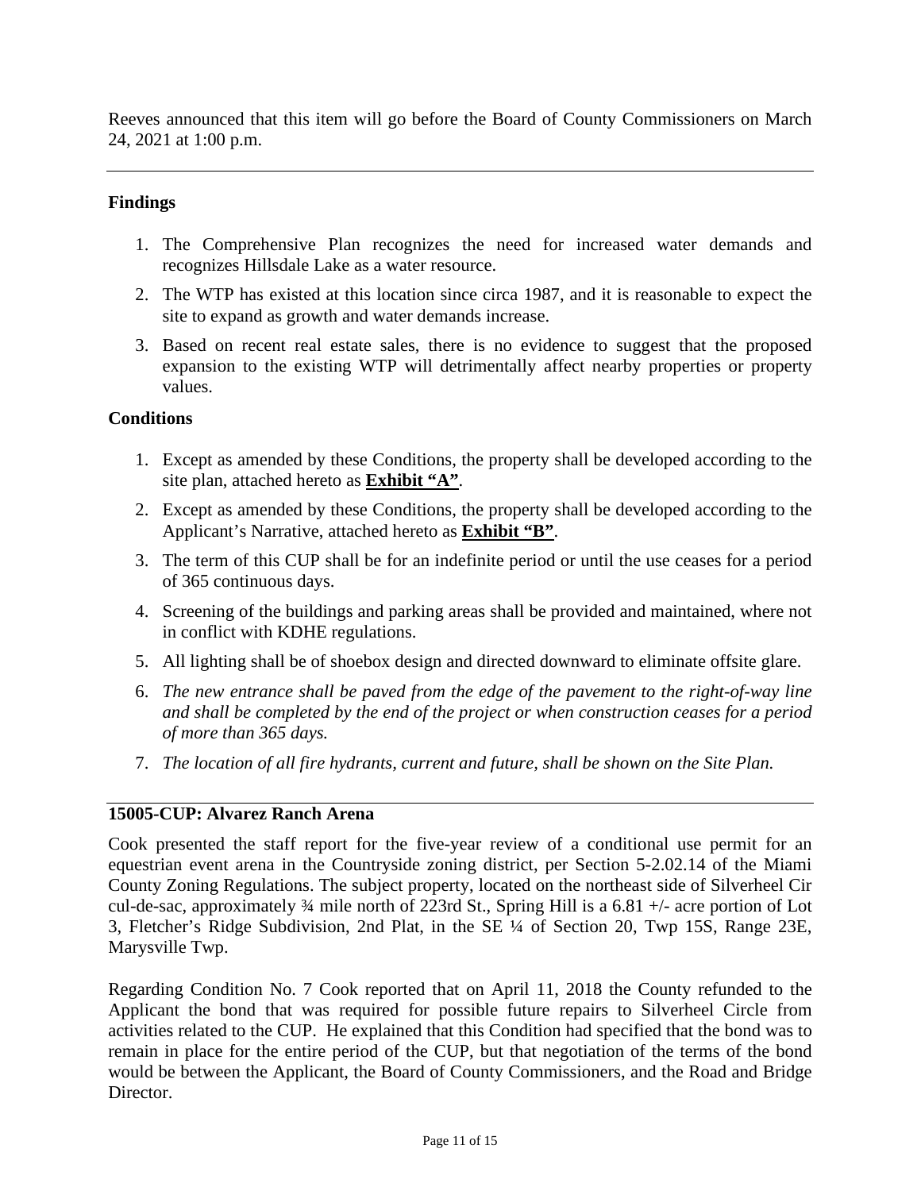Reeves announced that this item will go before the Board of County Commissioners on March 24, 2021 at 1:00 p.m.

---

**Findings**

1. The Comprehensive Plan recognizes the need for increased water demands and recognizes Hillsdale Lake as a water resource.
2. The WTP has existed at this location since circa 1987, and it is reasonable to expect the site to expand as growth and water demands increase.
3. Based on recent real estate sales, there is no evidence to suggest that the proposed expansion to the existing WTP will detrimentally affect nearby properties or property values.

**Conditions**

1. Except as amended by these Conditions, the property shall be developed according to the site plan, attached hereto as **Exhibit "A"**.
2. Except as amended by these Conditions, the property shall be developed according to the Applicant's Narrative, attached hereto as **Exhibit "B"**.
3. The term of this CUP shall be for an indefinite period or until the use ceases for a period of 365 continuous days.
4. Screening of the buildings and parking areas shall be provided and maintained, where not in conflict with KDHE regulations.
5. All lighting shall be of shoebox design and directed downward to eliminate offsite glare.
6. *The new entrance shall be paved from the edge of the pavement to the right-of-way line and shall be completed by the end of the project or when construction ceases for a period of more than 365 days.*
7. *The location of all fire hydrants, current and future, shall be shown on the Site Plan.*

---

**15005-CUP: Alvarez Ranch Arena**

Cook presented the staff report for the five-year review of a conditional use permit for an equestrian event arena in the Countryside zoning district, per Section 5-2.02.14 of the Miami County Zoning Regulations. The subject property, located on the northeast side of Silverheel Cir cul-de-sac, approximately ¾ mile north of 223rd St., Spring Hill is a 6.81 +/- acre portion of Lot 3, Fletcher's Ridge Subdivision, 2nd Plat, in the SE ¼ of Section 20, Twp 15S, Range 23E, Marysville Twp.

Regarding Condition No. 7 Cook reported that on April 11, 2018 the County refunded to the Applicant the bond that was required for possible future repairs to Silverheel Circle from activities related to the CUP. He explained that this Condition had specified that the bond was to remain in place for the entire period of the CUP, but that negotiation of the terms of the bond would be between the Applicant, the Board of County Commissioners, and the Road and Bridge Director.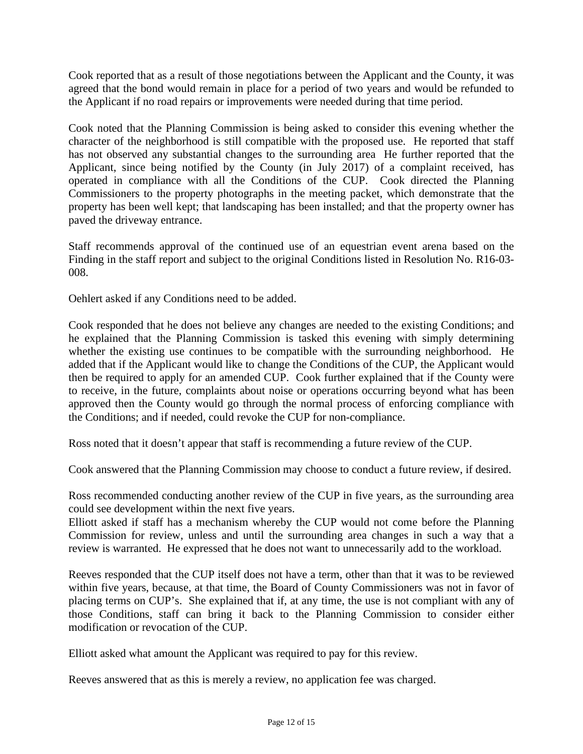Cook reported that as a result of those negotiations between the Applicant and the County, it was agreed that the bond would remain in place for a period of two years and would be refunded to the Applicant if no road repairs or improvements were needed during that time period.

Cook noted that the Planning Commission is being asked to consider this evening whether the character of the neighborhood is still compatible with the proposed use. He reported that staff has not observed any substantial changes to the surrounding area He further reported that the Applicant, since being notified by the County (in July 2017) of a complaint received, has operated in compliance with all the Conditions of the CUP. Cook directed the Planning Commissioners to the property photographs in the meeting packet, which demonstrate that the property has been well kept; that landscaping has been installed; and that the property owner has paved the driveway entrance.

Staff recommends approval of the continued use of an equestrian event arena based on the Finding in the staff report and subject to the original Conditions listed in Resolution No. R16-03-008.

Oehlert asked if any Conditions need to be added.

Cook responded that he does not believe any changes are needed to the existing Conditions; and he explained that the Planning Commission is tasked this evening with simply determining whether the existing use continues to be compatible with the surrounding neighborhood. He added that if the Applicant would like to change the Conditions of the CUP, the Applicant would then be required to apply for an amended CUP. Cook further explained that if the County were to receive, in the future, complaints about noise or operations occurring beyond what has been approved then the County would go through the normal process of enforcing compliance with the Conditions; and if needed, could revoke the CUP for non-compliance.

Ross noted that it doesn't appear that staff is recommending a future review of the CUP.

Cook answered that the Planning Commission may choose to conduct a future review, if desired.

Ross recommended conducting another review of the CUP in five years, as the surrounding area could see development within the next five years.
Elliott asked if staff has a mechanism whereby the CUP would not come before the Planning Commission for review, unless and until the surrounding area changes in such a way that a review is warranted. He expressed that he does not want to unnecessarily add to the workload.

Reeves responded that the CUP itself does not have a term, other than that it was to be reviewed within five years, because, at that time, the Board of County Commissioners was not in favor of placing terms on CUP's. She explained that if, at any time, the use is not compliant with any of those Conditions, staff can bring it back to the Planning Commission to consider either modification or revocation of the CUP.

Elliott asked what amount the Applicant was required to pay for this review.

Reeves answered that as this is merely a review, no application fee was charged.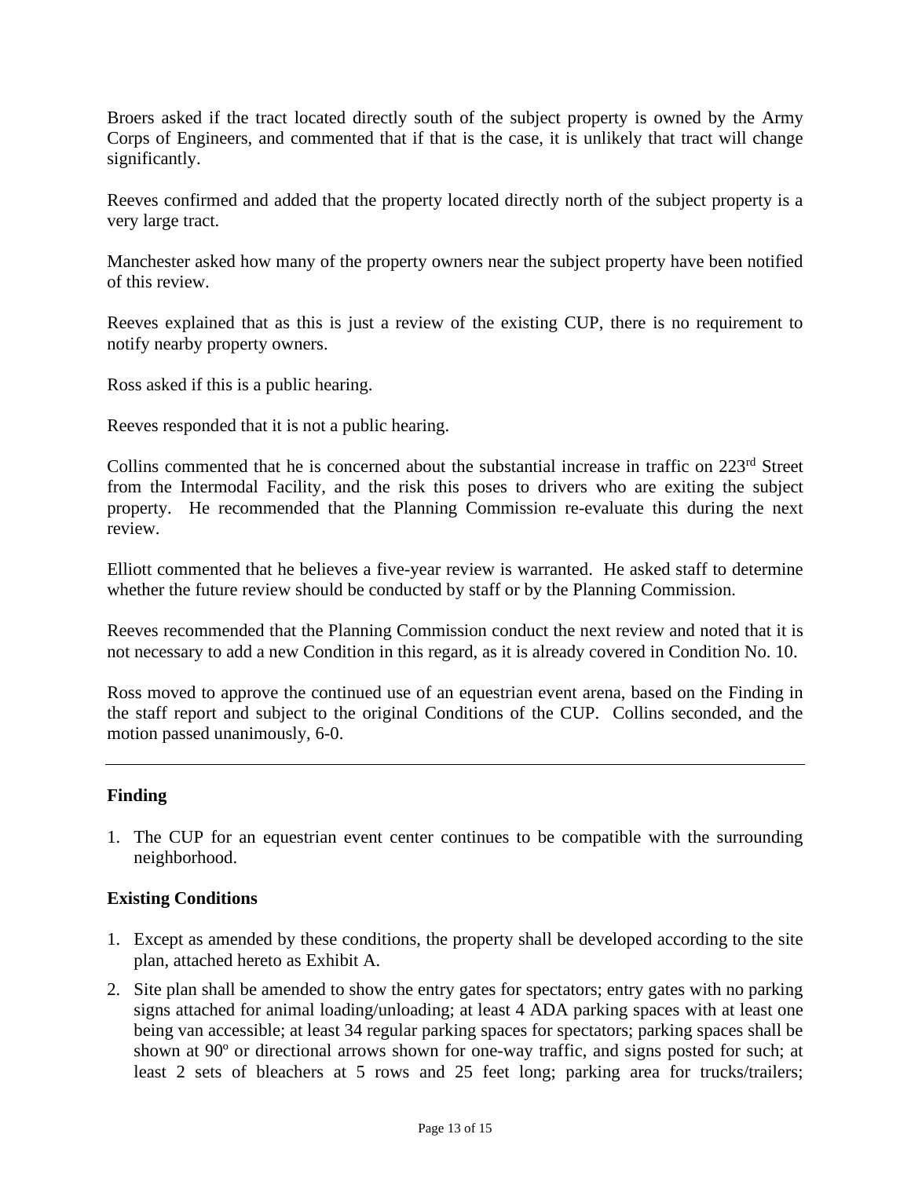Broers asked if the tract located directly south of the subject property is owned by the Army Corps of Engineers, and commented that if that is the case, it is unlikely that tract will change significantly.

Reeves confirmed and added that the property located directly north of the subject property is a very large tract.

Manchester asked how many of the property owners near the subject property have been notified of this review.

Reeves explained that as this is just a review of the existing CUP, there is no requirement to notify nearby property owners.

Ross asked if this is a public hearing.

Reeves responded that it is not a public hearing.

Collins commented that he is concerned about the substantial increase in traffic on 223rd Street from the Intermodal Facility, and the risk this poses to drivers who are exiting the subject property. He recommended that the Planning Commission re-evaluate this during the next review.

Elliott commented that he believes a five-year review is warranted. He asked staff to determine whether the future review should be conducted by staff or by the Planning Commission.

Reeves recommended that the Planning Commission conduct the next review and noted that it is not necessary to add a new Condition in this regard, as it is already covered in Condition No. 10.

Ross moved to approve the continued use of an equestrian event arena, based on the Finding in the staff report and subject to the original Conditions of the CUP. Collins seconded, and the motion passed unanimously, 6-0.

---

**Finding**

1. The CUP for an equestrian event center continues to be compatible with the surrounding neighborhood.

**Existing Conditions**

1. Except as amended by these conditions, the property shall be developed according to the site plan, attached hereto as Exhibit A.
2. Site plan shall be amended to show the entry gates for spectators; entry gates with no parking signs attached for animal loading/unloading; at least 4 ADA parking spaces with at least one being van accessible; at least 34 regular parking spaces for spectators; parking spaces shall be shown at 90º or directional arrows shown for one-way traffic, and signs posted for such; at least 2 sets of bleachers at 5 rows and 25 feet long; parking area for trucks/trailers;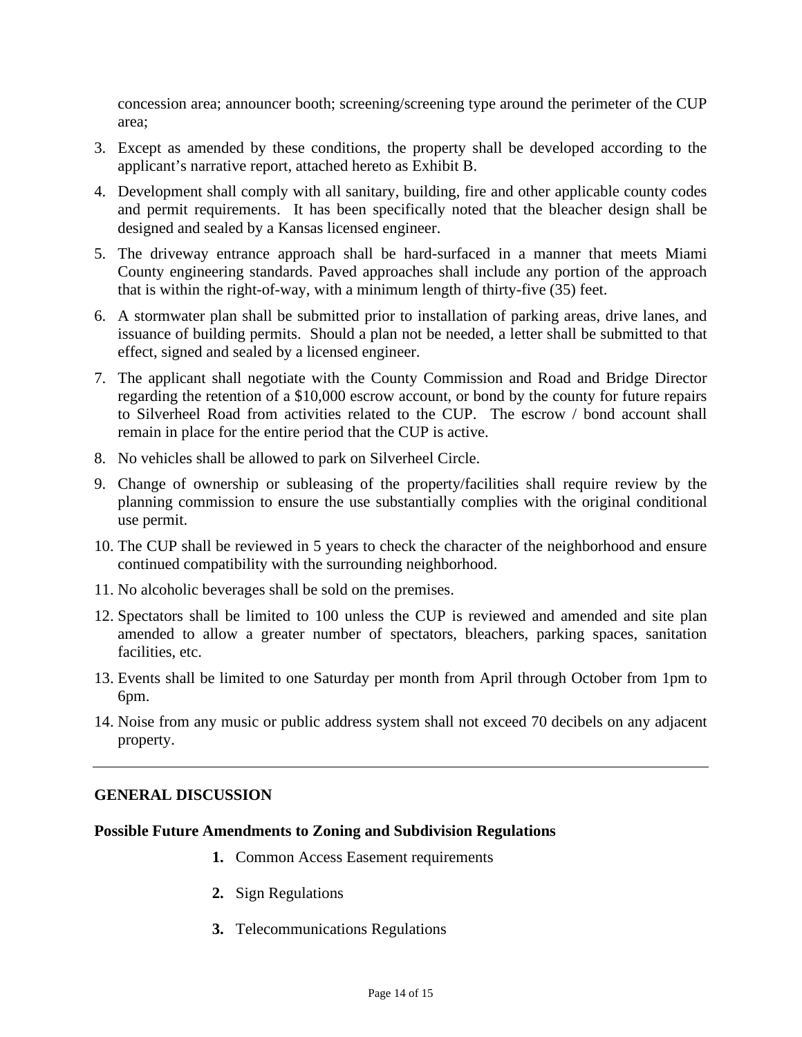concession area; announcer booth; screening/screening type around the perimeter of the CUP area;

3. Except as amended by these conditions, the property shall be developed according to the applicant's narrative report, attached hereto as Exhibit B.
4. Development shall comply with all sanitary, building, fire and other applicable county codes and permit requirements. It has been specifically noted that the bleacher design shall be designed and sealed by a Kansas licensed engineer.
5. The driveway entrance approach shall be hard-surfaced in a manner that meets Miami County engineering standards. Paved approaches shall include any portion of the approach that is within the right-of-way, with a minimum length of thirty-five (35) feet.
6. A stormwater plan shall be submitted prior to installation of parking areas, drive lanes, and issuance of building permits. Should a plan not be needed, a letter shall be submitted to that effect, signed and sealed by a licensed engineer.
7. The applicant shall negotiate with the County Commission and Road and Bridge Director regarding the retention of a $10,000 escrow account, or bond by the county for future repairs to Silverheel Road from activities related to the CUP. The escrow / bond account shall remain in place for the entire period that the CUP is active.
8. No vehicles shall be allowed to park on Silverheel Circle.
9. Change of ownership or subleasing of the property/facilities shall require review by the planning commission to ensure the use substantially complies with the original conditional use permit.
10. The CUP shall be reviewed in 5 years to check the character of the neighborhood and ensure continued compatibility with the surrounding neighborhood.
11. No alcoholic beverages shall be sold on the premises.
12. Spectators shall be limited to 100 unless the CUP is reviewed and amended and site plan amended to allow a greater number of spectators, bleachers, parking spaces, sanitation facilities, etc.
13. Events shall be limited to one Saturday per month from April through October from 1pm to 6pm.
14. Noise from any music or public address system shall not exceed 70 decibels on any adjacent property.

---

## GENERAL DISCUSSION

### Possible Future Amendments to Zoning and Subdivision Regulations

1. Common Access Easement requirements
2. Sign Regulations
3. Telecommunications Regulations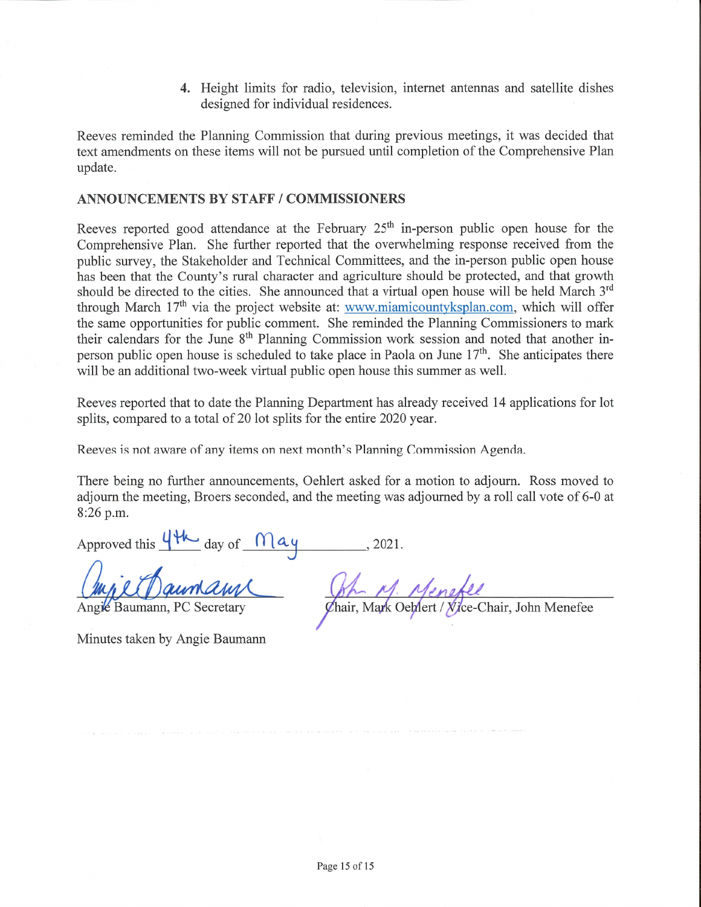4. Height limits for radio, television, internet antennas and satellite dishes designed for individual residences.

Reeves reminded the Planning Commission that during previous meetings, it was decided that text amendments on these items will not be pursued until completion of the Comprehensive Plan update.

**ANNOUNCEMENTS BY STAFF / COMMISSIONERS**

Reeves reported good attendance at the February 25th in-person public open house for the Comprehensive Plan. She further reported that the overwhelming response received from the public survey, the Stakeholder and Technical Committees, and the in-person public open house has been that the County's rural character and agriculture should be protected, and that growth should be directed to the cities. She announced that a virtual open house will be held March 3rd through March 17th via the project website at: www.miamicountyksplan.com, which will offer the same opportunities for public comment. She reminded the Planning Commissioners to mark their calendars for the June 8th Planning Commission work session and noted that another in-person public open house is scheduled to take place in Paola on June 17th. She anticipates there will be an additional two-week virtual public open house this summer as well.

Reeves reported that to date the Planning Department has already received 14 applications for lot splits, compared to a total of 20 lot splits for the entire 2020 year.

Reeves is not aware of any items on next month's Planning Commission Agenda.

There being no further announcements, Oehlert asked for a motion to adjourn. Ross moved to adjourn the meeting, Broers seconded, and the meeting was adjourned by a roll call vote of 6-0 at 8:26 p.m.

Approved this 4th day of May, 2021.

Angie Baumann, PC Secretary

Chair, Mark Oehlert / Vice-Chair, John Menefee

Minutes taken by Angie Baumann